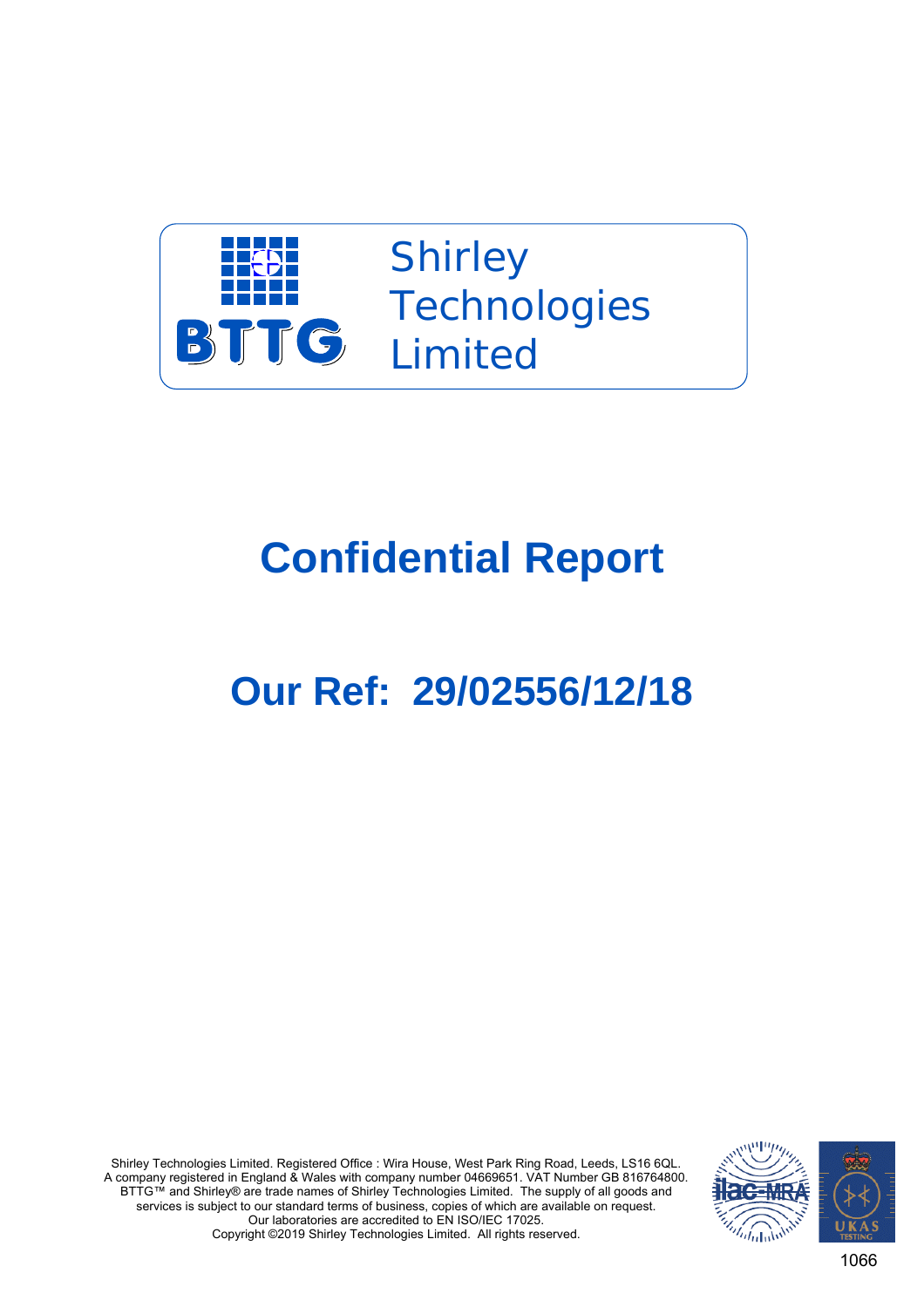BTTG

Shirley Technologies Limited

# Confidential Report

# Our Ref: 29/02556/12/18

Shirley Technologies Limited. Registered Office : Wira House, West Park Ring Road, Leeds, LS16 6QL.
A company registered in England & Wales with company number 04669651. VAT Number GB 816764800.
BTTG™ and Shirley® are trade names of Shirley Technologies Limited. The supply of all goods and services is subject to our standard terms of business, copies of which are available on request.
Our laboratories are accredited to EN ISO/IEC 17025.
Copyright ©2019 Shirley Technologies Limited. All rights reserved.

1066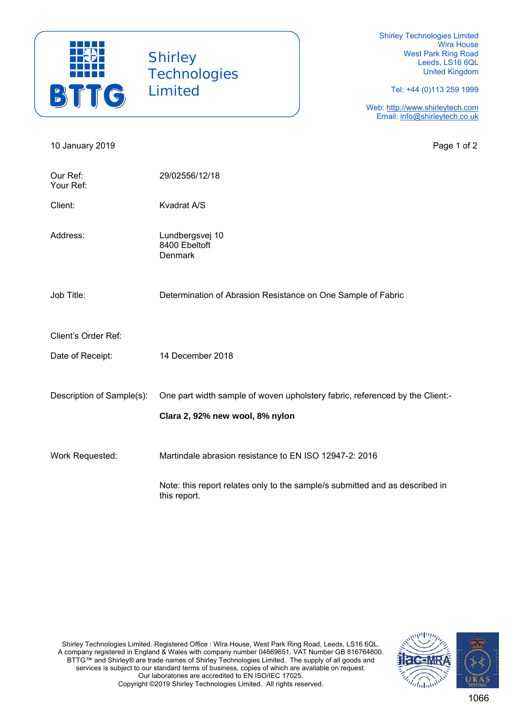Shirley Technologies Limited
Wira House
West Park Ring Road
Leeds, LS16 6QL
United Kingdom

Tel: +44 (0)113 259 1999

Web: http://www.shirleytech.com
Email: info@shirleytech.co.uk

10 January 2019

| | |
|---|---|
| Our Ref: | 29/02556/12/18 |
| Your Ref: | |
| Client: | Kvadrat A/S |
| Address: | Lundbergsvej 10<br>8400 Ebeltoft<br>Denmark |
| Job Title: | Determination of Abrasion Resistance on One Sample of Fabric |
| Client's Order Ref: | |
| Date of Receipt: | 14 December 2018 |
| Description of Sample(s): | One part width sample of woven upholstery fabric, referenced by the Client:-<br>**Clara 2, 92% new wool, 8% nylon** |
| Work Requested: | Martindale abrasion resistance to EN ISO 12947-2: 2016 |

Note: this report relates only to the sample/s submitted and as described in this report.

Shirley Technologies Limited. Registered Office : Wira House, West Park Ring Road, Leeds, LS16 6QL.
A company registered in England & Wales with company number 04669651. VAT Number GB 816764800.
BTTG™ and Shirley® are trade names of Shirley Technologies Limited. The supply of all goods and services is subject to our standard terms of business, copies of which are available on request.
Our laboratories are accredited to EN ISO/IEC 17025.
Copyright ©2019 Shirley Technologies Limited. All rights reserved.

1066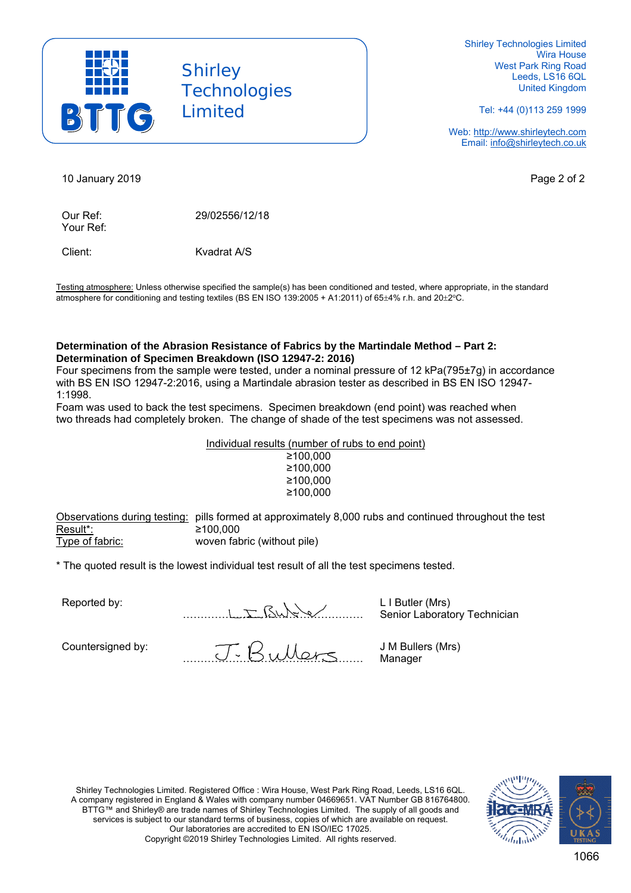Shirley Technologies Limited
Wira House
West Park Ring Road
Leeds, LS16 6QL
United Kingdom

Tel: +44 (0)113 259 1999

Web: http://www.shirleytech.com
Email: info@shirleytech.co.uk

10 January 2019

| | |
|---|---|
| Our Ref: | 29/02556/12/18 |
| Your Ref: | |
| Client: | Kvadrat A/S |

Testing atmosphere: Unless otherwise specified the sample(s) has been conditioned and tested, where appropriate, in the standard atmosphere for conditioning and testing textiles (BS EN ISO 139:2005 + A1:2011) of 65±4% r.h. and 20±2ºC.

**Determination of the Abrasion Resistance of Fabrics by the Martindale Method – Part 2: Determination of Specimen Breakdown (ISO 12947-2: 2016)**

Four specimens from the sample were tested, under a nominal pressure of 12 kPa(795±7g) in accordance with BS EN ISO 12947-2:2016, using a Martindale abrasion tester as described in BS EN ISO 12947-1:1998.

Foam was used to back the test specimens. Specimen breakdown (end point) was reached when two threads had completely broken. The change of shade of the test specimens was not assessed.

| Individual results (number of rubs to end point) |
|---|
| ≥100,000 |
| ≥100,000 |
| ≥100,000 |
| ≥100,000 |

Observations during testing: pills formed at approximately 8,000 rubs and continued throughout the test
Result*: ≥100,000
Type of fabric: woven fabric (without pile)

* The quoted result is the lowest individual test result of all the test specimens tested.

Reported by: L I Butler (Mrs), Senior Laboratory Technician

Countersigned by: J M Bullers (Mrs), Manager

Shirley Technologies Limited. Registered Office : Wira House, West Park Ring Road, Leeds, LS16 6QL.
A company registered in England & Wales with company number 04669651. VAT Number GB 816764800.
BTTG™ and Shirley® are trade names of Shirley Technologies Limited. The supply of all goods and services is subject to our standard terms of business, copies of which are available on request.
Our laboratories are accredited to EN ISO/IEC 17025.
Copyright ©2019 Shirley Technologies Limited. All rights reserved.

1066